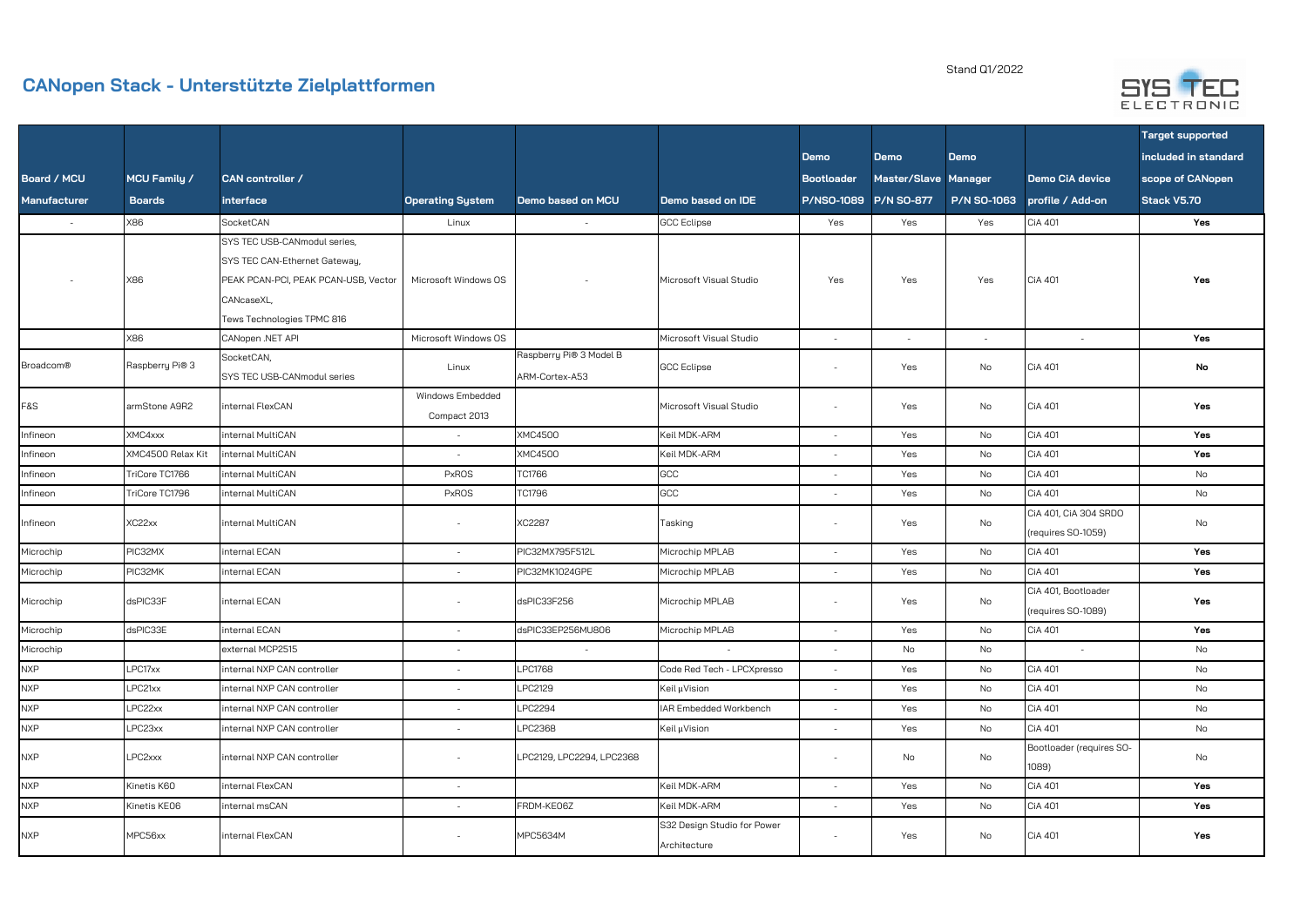# CANopen Stack - Unterstützte Zielplattformen

Stand Q1/2022

| Board / MCU Manufacturer | MCU Family / Boards | CAN controller / interface | Operating System | Demo based on MCU | Demo based on IDE | Demo Bootloader P/NSO-1089 | Demo Master/Slave P/N SO-877 | Demo Manager P/N SO-1063 | Demo CiA device profile / Add-on | Target supported included in standard scope of CANopen Stack V5.70 |
|---|---|---|---|---|---|---|---|---|---|---|
| - | X86 | SocketCAN | Linux | - | GCC Eclipse | Yes | Yes | Yes | CiA 401 | **Yes** |
| - | X86 | SYS TEC USB-CANmodul series, SYS TEC CAN-Ethernet Gateway, PEAK PCAN-PCI, PEAK PCAN-USB, Vector CANcaseXL, Tews Technologies TPMC 816 | Microsoft Windows OS | - | Microsoft Visual Studio | Yes | Yes | Yes | CiA 401 | **Yes** |
| | X86 | CANopen .NET API | Microsoft Windows OS | | Microsoft Visual Studio | - | - | - | - | **Yes** |
| Broadcom® | Raspberry Pi® 3 | SocketCAN, SYS TEC USB-CANmodul series | Linux | Raspberry Pi® 3 Model B ARM-Cortex-A53 | GCC Eclipse | - | Yes | No | CiA 401 | **No** |
| F&S | armStone A9R2 | internal FlexCAN | Windows Embedded Compact 2013 | | Microsoft Visual Studio | - | Yes | No | CiA 401 | **Yes** |
| Infineon | XMC4xxx | internal MultiCAN | - | XMC4500 | Keil MDK-ARM | - | Yes | No | CiA 401 | **Yes** |
| Infineon | XMC4500 Relax Kit | internal MultiCAN | - | XMC4500 | Keil MDK-ARM | - | Yes | No | CiA 401 | **Yes** |
| Infineon | TriCore TC1766 | internal MultiCAN | PxROS | TC1766 | GCC | - | Yes | No | CiA 401 | No |
| Infineon | TriCore TC1796 | internal MultiCAN | PxROS | TC1796 | GCC | - | Yes | No | CiA 401 | No |
| Infineon | XC22xx | internal MultiCAN | - | XC2287 | Tasking | - | Yes | No | CiA 401, CiA 304 SRDO (requires SO-1059) | No |
| Microchip | PIC32MX | internal ECAN | - | PIC32MX795F512L | Microchip MPLAB | - | Yes | No | CiA 401 | **Yes** |
| Microchip | PIC32MK | internal ECAN | - | PIC32MK1024GPE | Microchip MPLAB | - | Yes | No | CiA 401 | **Yes** |
| Microchip | dsPIC33F | internal ECAN | - | dsPIC33F256 | Microchip MPLAB | - | Yes | No | CiA 401, Bootloader (requires SO-1089) | **Yes** |
| Microchip | dsPIC33E | internal ECAN | - | dsPIC33EP256MU806 | Microchip MPLAB | - | Yes | No | CiA 401 | **Yes** |
| Microchip | | external MCP2515 | - | - | - | - | No | No | - | No |
| NXP | LPC17xx | internal NXP CAN controller | - | LPC1768 | Code Red Tech - LPCXpresso | - | Yes | No | CiA 401 | No |
| NXP | LPC21xx | internal NXP CAN controller | - | LPC2129 | Keil µVision | - | Yes | No | CiA 401 | No |
| NXP | LPC22xx | internal NXP CAN controller | - | LPC2294 | IAR Embedded Workbench | - | Yes | No | CiA 401 | No |
| NXP | LPC23xx | internal NXP CAN controller | - | LPC2368 | Keil µVision | - | Yes | No | CiA 401 | No |
| NXP | LPC2xxx | internal NXP CAN controller | - | LPC2129, LPC2294, LPC2368 | | - | No | No | Bootloader (requires SO-1089) | No |
| NXP | Kinetis K60 | internal FlexCAN | - | | Keil MDK-ARM | - | Yes | No | CiA 401 | **Yes** |
| NXP | Kinetis KE06 | internal msCAN | - | FRDM-KE06Z | Keil MDK-ARM | - | Yes | No | CiA 401 | **Yes** |
| NXP | MPC56xx | internal FlexCAN | - | MPC5634M | S32 Design Studio for Power Architecture | - | Yes | No | CiA 401 | **Yes** |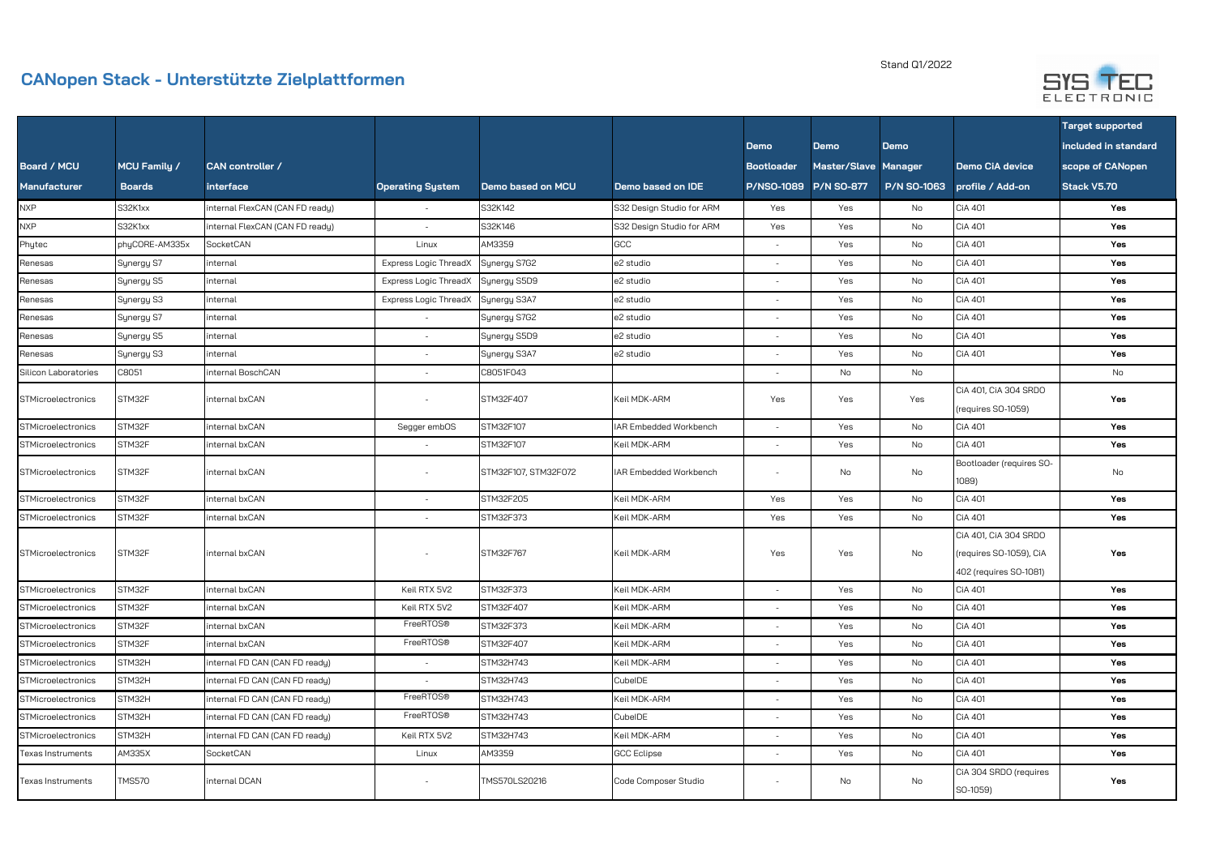# CANopen Stack - Unterstützte Zielplattformen

Stand Q1/2022

| Board / MCU Manufacturer | MCU Family / Boards | CAN controller / interface | Operating System | Demo based on MCU | Demo based on IDE | Demo Bootloader P/NSO-1089 | Demo Master/Slave P/N SO-877 | Demo Manager P/N SO-1063 | Demo CiA device profile / Add-on | Target supported included in standard scope of CANopen Stack V5.70 |
|---|---|---|---|---|---|---|---|---|---|---|
| NXP | S32K1xx | internal FlexCAN (CAN FD ready) | - | S32K142 | S32 Design Studio for ARM | Yes | Yes | No | CiA 401 | **Yes** |
| NXP | S32K1xx | internal FlexCAN (CAN FD ready) | - | S32K146 | S32 Design Studio for ARM | Yes | Yes | No | CiA 401 | **Yes** |
| Phytec | phyCORE-AM335x | SocketCAN | Linux | AM3359 | GCC | - | Yes | No | CiA 401 | **Yes** |
| Renesas | Synergy S7 | internal | Express Logic ThreadX | Synergy S7G2 | e2 studio | - | Yes | No | CiA 401 | **Yes** |
| Renesas | Synergy S5 | internal | Express Logic ThreadX | Synergy S5D9 | e2 studio | - | Yes | No | CiA 401 | **Yes** |
| Renesas | Synergy S3 | internal | Express Logic ThreadX | Synergy S3A7 | e2 studio | - | Yes | No | CiA 401 | **Yes** |
| Renesas | Synergy S7 | internal | - | Synergy S7G2 | e2 studio | - | Yes | No | CiA 401 | **Yes** |
| Renesas | Synergy S5 | internal | - | Synergy S5D9 | e2 studio | - | Yes | No | CiA 401 | **Yes** |
| Renesas | Synergy S3 | internal | - | Synergy S3A7 | e2 studio | - | Yes | No | CiA 401 | **Yes** |
| Silicon Laboratories | C8051 | internal BoschCAN | - | C8051F043 | | - | No | No | | No |
| STMicroelectronics | STM32F | internal bxCAN | - | STM32F407 | Keil MDK-ARM | Yes | Yes | Yes | CiA 401, CiA 304 SRDO (requires SO-1059) | **Yes** |
| STMicroelectronics | STM32F | internal bxCAN | Segger embOS | STM32F107 | IAR Embedded Workbench | - | Yes | No | CiA 401 | **Yes** |
| STMicroelectronics | STM32F | internal bxCAN | - | STM32F107 | Keil MDK-ARM | - | Yes | No | CiA 401 | **Yes** |
| STMicroelectronics | STM32F | internal bxCAN | - | STM32F107, STM32F072 | IAR Embedded Workbench | - | No | No | Bootloader (requires SO-1089) | No |
| STMicroelectronics | STM32F | internal bxCAN | - | STM32F205 | Keil MDK-ARM | Yes | Yes | No | CiA 401 | **Yes** |
| STMicroelectronics | STM32F | internal bxCAN | - | STM32F373 | Keil MDK-ARM | Yes | Yes | No | CiA 401 | **Yes** |
| STMicroelectronics | STM32F | internal bxCAN | - | STM32F767 | Keil MDK-ARM | Yes | Yes | No | CiA 401, CiA 304 SRDO (requires SO-1059), CiA 402 (requires SO-1081) | **Yes** |
| STMicroelectronics | STM32F | internal bxCAN | Keil RTX 5V2 | STM32F373 | Keil MDK-ARM | - | Yes | No | CiA 401 | **Yes** |
| STMicroelectronics | STM32F | internal bxCAN | Keil RTX 5V2 | STM32F407 | Keil MDK-ARM | - | Yes | No | CiA 401 | **Yes** |
| STMicroelectronics | STM32F | internal bxCAN | FreeRTOS® | STM32F373 | Keil MDK-ARM | - | Yes | No | CiA 401 | **Yes** |
| STMicroelectronics | STM32F | internal bxCAN | FreeRTOS® | STM32F407 | Keil MDK-ARM | - | Yes | No | CiA 401 | **Yes** |
| STMicroelectronics | STM32H | internal FD CAN (CAN FD ready) | - | STM32H743 | Keil MDK-ARM | - | Yes | No | CiA 401 | **Yes** |
| STMicroelectronics | STM32H | internal FD CAN (CAN FD ready) | - | STM32H743 | CubeIDE | - | Yes | No | CiA 401 | **Yes** |
| STMicroelectronics | STM32H | internal FD CAN (CAN FD ready) | FreeRTOS® | STM32H743 | Keil MDK-ARM | - | Yes | No | CiA 401 | **Yes** |
| STMicroelectronics | STM32H | internal FD CAN (CAN FD ready) | FreeRTOS® | STM32H743 | CubeIDE | - | Yes | No | CiA 401 | **Yes** |
| STMicroelectronics | STM32H | internal FD CAN (CAN FD ready) | Keil RTX 5V2 | STM32H743 | Keil MDK-ARM | - | Yes | No | CiA 401 | **Yes** |
| Texas Instruments | AM335X | SocketCAN | Linux | AM3359 | GCC Eclipse | - | Yes | No | CiA 401 | **Yes** |
| Texas Instruments | TMS570 | internal DCAN | - | TMS570LS20216 | Code Composer Studio | - | No | No | CiA 304 SRDO (requires SO-1059) | **Yes** |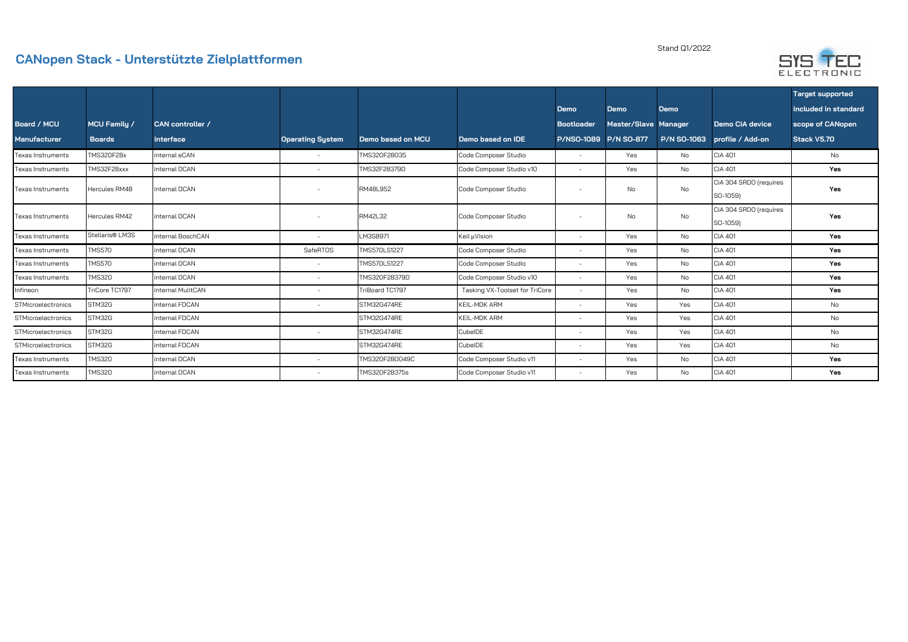## CANopen Stack - Unterstützte Zielplattformen

Stand Q1/2022

| Board / MCU Manufacturer | MCU Family / Boards | CAN controller / interface | Operating System | Demo based on MCU | Demo based on IDE | Demo Bootloader P/NSO-1089 | Demo Master/Slave P/N SO-877 | Demo Manager P/N SO-1063 | Demo CiA device profile / Add-on | Target supported included in standard scope of CANopen Stack V5.70 |
|---|---|---|---|---|---|---|---|---|---|---|
| Texas Instruments | TMS320F28x | internal eCAN | - | TMS320F28035 | Code Composer Studio | - | Yes | No | CiA 401 | No |
| Texas Instruments | TMS32F28xxx | internal DCAN | - | TMS32F28379D | Code Composer Studio v10 | - | Yes | No | CiA 401 | **Yes** |
| Texas Instruments | Hercules RM48 | internal DCAN | - | RM48L952 | Code Composer Studio | - | No | No | CiA 304 SRDO (requires SO-1059) | **Yes** |
| Texas Instruments | Hercules RM42 | internal DCAN | - | RM42L32 | Code Composer Studio | - | No | No | CiA 304 SRDO (requires SO-1059) | **Yes** |
| Texas Instruments | Stellaris® LM3S | internal BoschCAN | - | LM3S8971 | Keil µVision | - | Yes | No | CiA 401 | **Yes** |
| Texas Instruments | TMS570 | internal DCAN | SafeRTOS | TMS570LS1227 | Code Composer Studio | - | Yes | No | CiA 401 | **Yes** |
| Texas Instruments | TMS570 | internal DCAN | - | TMS570LS1227 | Code Composer Studio | - | Yes | No | CiA 401 | **Yes** |
| Texas Instruments | TMS320 | internal DCAN | - | TMS320F28379D | Code Composer Studio v10 | - | Yes | No | CiA 401 | **Yes** |
| Infineon | TriCore TC1797 | internal MulitCAN | - | TriBoard TC1797 | Tasking VX-Toolset for TriCore | - | Yes | No | CiA 401 | **Yes** |
| STMicroelectronics | STM32G | internal FDCAN | - | STM32G474RE | KEIL-MDK ARM | - | Yes | Yes | CiA 401 | No |
| STMicroelectronics | STM32G | internal FDCAN | | STM32G474RE | KEIL-MDK ARM | - | Yes | Yes | CiA 401 | No |
| STMicroelectronics | STM32G | internal FDCAN | - | STM32G474RE | CubeIDE | - | Yes | Yes | CiA 401 | No |
| STMicroelectronics | STM32G | internal FDCAN | | STM32G474RE | CubeIDE | - | Yes | Yes | CiA 401 | No |
| Texas Instruments | TMS320 | internal DCAN | - | TMS320F280049C | Code Composer Studio v11 | - | Yes | No | CiA 401 | **Yes** |
| Texas Instruments | TMS320 | internal DCAN | - | TMS320F28375s | Code Composer Studio v11 | - | Yes | No | CiA 401 | **Yes** |